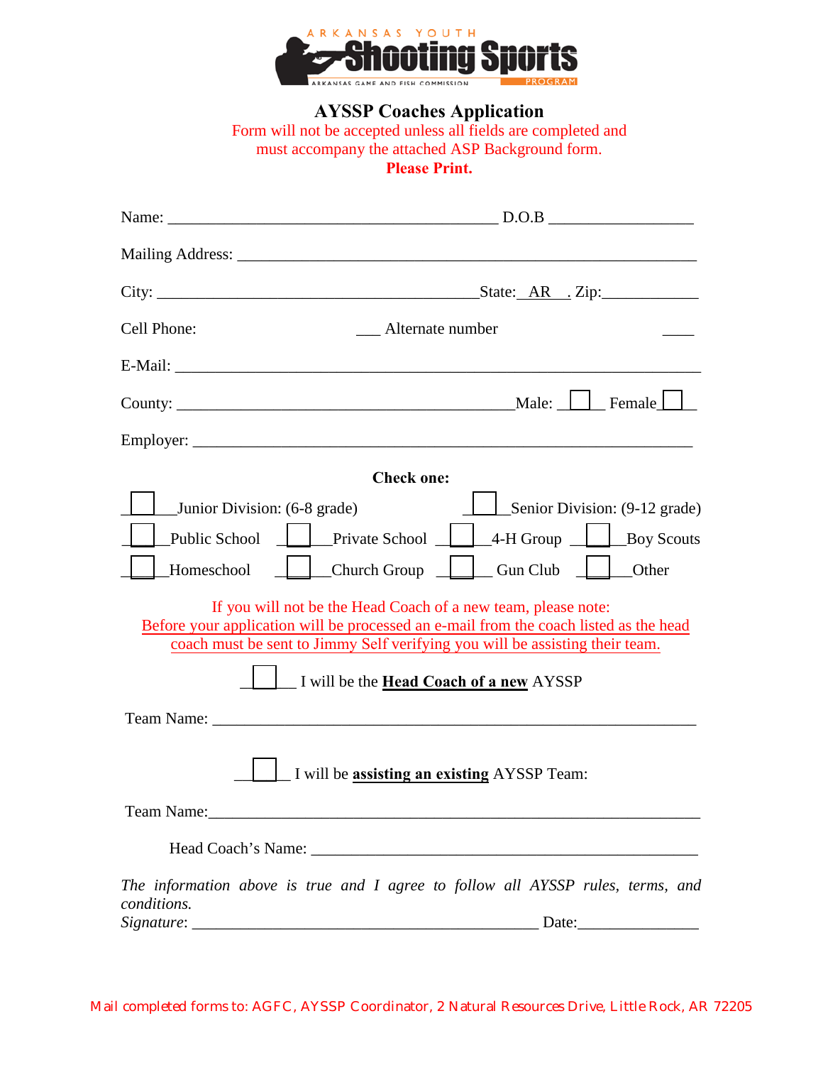ARKANSAS YOUTH **Shooting Sports** PROGRAM
ARKANSAS GAME AND FISH COMMISSION

## AYSSP Coaches Application

Form will not be accepted unless all fields are completed and must accompany the attached ASP Background form.
**Please Print.**

Name: ________________________________________ D.O.B ________________

Mailing Address: ________________________________________________________

City: ________________________________________State: AR . Zip:____________

Cell Phone: ___ Alternate number ____

E-Mail: ______________________________________________________________

County: ___________________________________________Male: ☐ Female ☐

Employer: ____________________________________________________________

**Check one:**

☐ Junior Division: (6-8 grade) ☐ Senior Division: (9-12 grade)

☐ Public School ☐ Private School ☐ 4-H Group ☐ Boy Scouts

☐ Homeschool ☐ Church Group ☐ Gun Club ☐ Other

If you will not be the Head Coach of a new team, please note:
Before your application will be processed an e-mail from the coach listed as the head coach must be sent to Jimmy Self verifying you will be assisting their team.

☐ I will be the **Head Coach of a new** AYSSP

Team Name: __________________________________________________________

☐ I will be **assisting an existing** AYSSP Team:

Team Name:__________________________________________________________

Head Coach's Name: ______________________________________________

*The information above is true and I agree to follow all AYSSP rules, terms, and conditions.*
*Signature*: ___________________________________________ Date:______________

Mail completed forms to: AGFC, AYSSP Coordinator, 2 Natural Resources Drive, Little Rock, AR 72205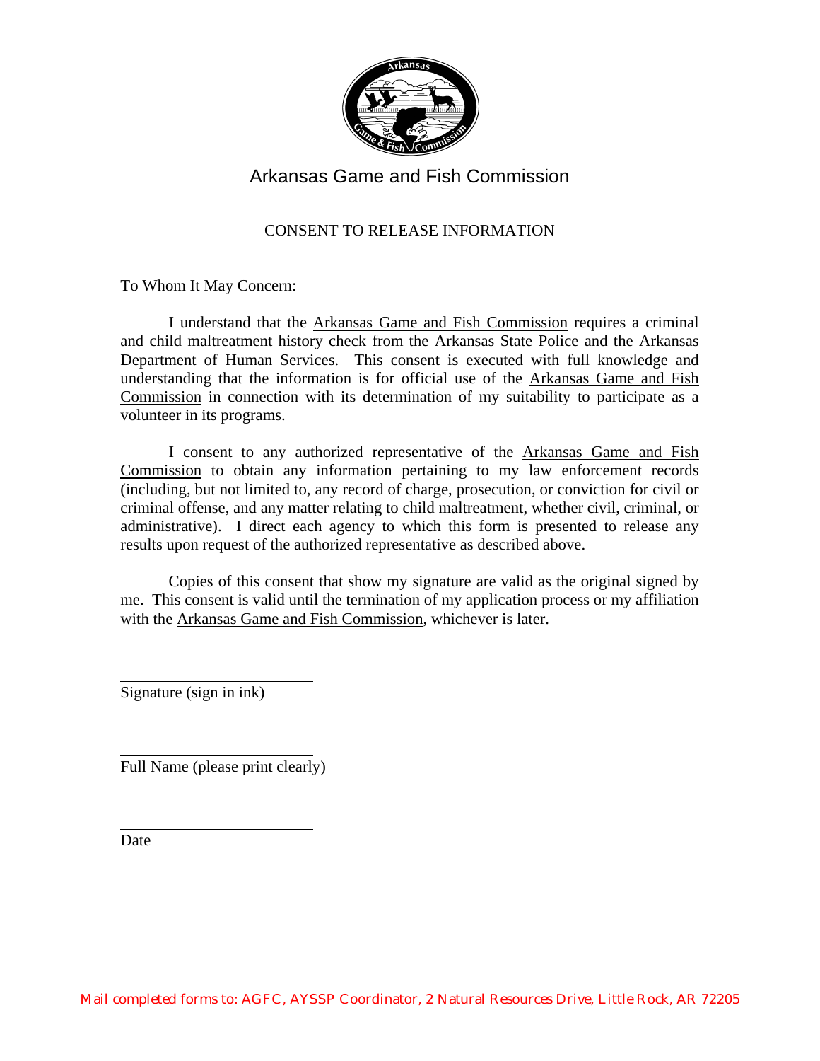# Arkansas Game and Fish Commission

## CONSENT TO RELEASE INFORMATION

To Whom It May Concern:

I understand that the Arkansas Game and Fish Commission requires a criminal and child maltreatment history check from the Arkansas State Police and the Arkansas Department of Human Services. This consent is executed with full knowledge and understanding that the information is for official use of the Arkansas Game and Fish Commission in connection with its determination of my suitability to participate as a volunteer in its programs.

I consent to any authorized representative of the Arkansas Game and Fish Commission to obtain any information pertaining to my law enforcement records (including, but not limited to, any record of charge, prosecution, or conviction for civil or criminal offense, and any matter relating to child maltreatment, whether civil, criminal, or administrative). I direct each agency to which this form is presented to release any results upon request of the authorized representative as described above.

Copies of this consent that show my signature are valid as the original signed by me. This consent is valid until the termination of my application process or my affiliation with the Arkansas Game and Fish Commission, whichever is later.

\_\_\_\_\_\_\_\_\_\_\_\_\_\_\_\_\_\_\_\_\_\_\_\_\_\_\_
Signature (sign in ink)

\_\_\_\_\_\_\_\_\_\_\_\_\_\_\_\_\_\_\_\_\_\_\_\_\_\_\_
Full Name (please print clearly)

\_\_\_\_\_\_\_\_\_\_\_\_\_\_\_\_\_\_\_\_\_\_\_\_\_\_\_
Date

Mail completed forms to: AGFC, AYSSP Coordinator, 2 Natural Resources Drive, Little Rock, AR 72205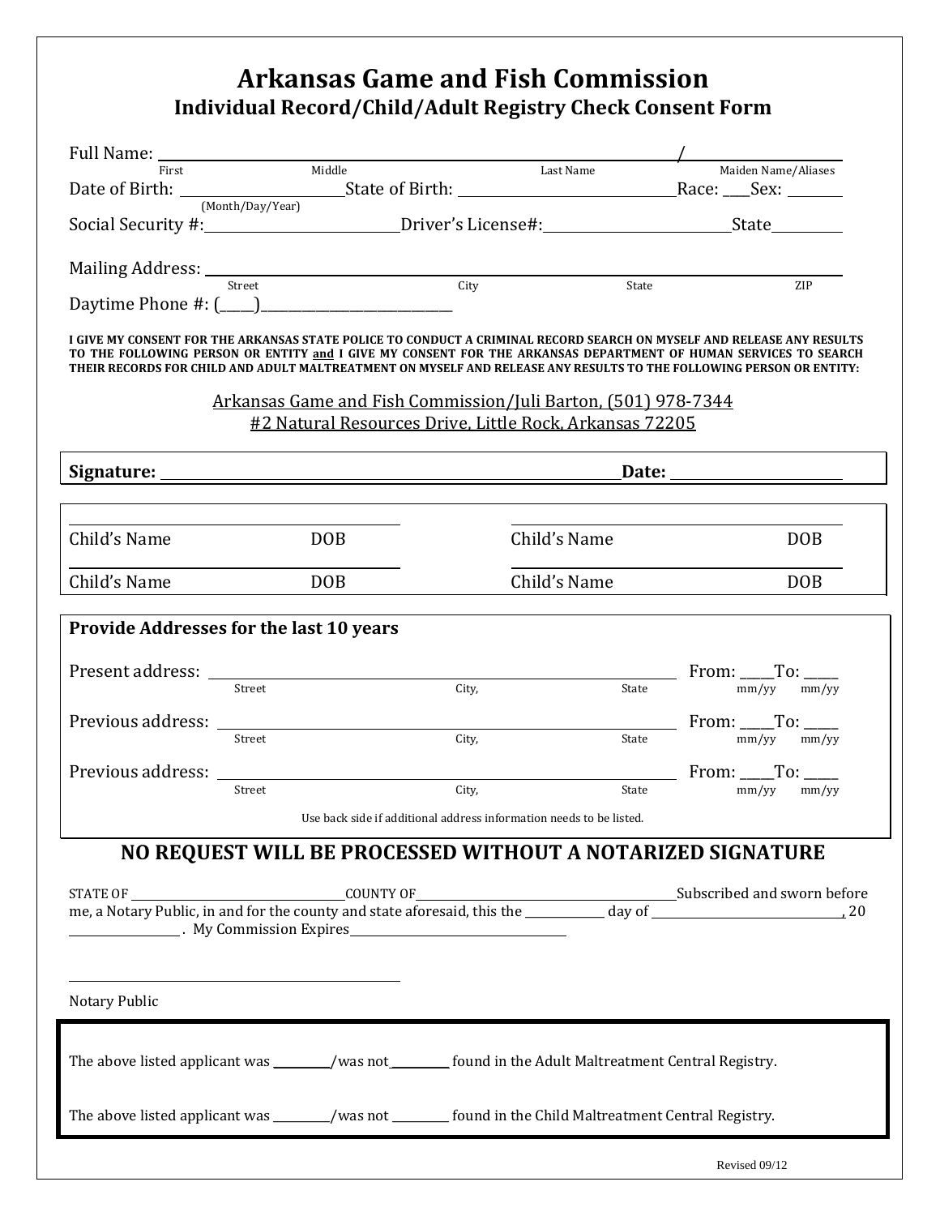# Arkansas Game and Fish Commission

## Individual Record/Child/Adult Registry Check Consent Form

Full Name: ______________________________________________ / ____________________

First &nbsp;&nbsp;&nbsp;&nbsp; Middle &nbsp;&nbsp;&nbsp;&nbsp; Last Name &nbsp;&nbsp;&nbsp;&nbsp; Maiden Name/Aliases

Date of Birth: ____________________ State of Birth: ____________________ Race: ____ Sex: _______

(Month/Day/Year)

Social Security #: ____________________ Driver's License#: ____________________ State ________

Mailing Address: __________________________________________________________________

Street &nbsp;&nbsp;&nbsp;&nbsp; City &nbsp;&nbsp;&nbsp;&nbsp; State &nbsp;&nbsp;&nbsp;&nbsp; ZIP

Daytime Phone #: (_____)___________________________

**I GIVE MY CONSENT FOR THE ARKANSAS STATE POLICE TO CONDUCT A CRIMINAL RECORD SEARCH ON MYSELF AND RELEASE ANY RESULTS TO THE FOLLOWING PERSON OR ENTITY <u>and</u> I GIVE MY CONSENT FOR THE ARKANSAS DEPARTMENT OF HUMAN SERVICES TO SEARCH THEIR RECORDS FOR CHILD AND ADULT MALTREATMENT ON MYSELF AND RELEASE ANY RESULTS TO THE FOLLOWING PERSON OR ENTITY:**

<u>Arkansas Game and Fish Commission/Juli Barton, (501) 978-7344</u>
<u>#2 Natural Resources Drive, Little Rock, Arkansas 72205</u>

**Signature:** ____________________________________________ **Date:** ____________________

| Child's Name | DOB | Child's Name | DOB |
|---|---|---|---|
| Child's Name | DOB | Child's Name | DOB |

**Provide Addresses for the last 10 years**

Present address: ______________________________________________ From: _____To: _____

Street &nbsp;&nbsp;&nbsp;&nbsp; City, &nbsp;&nbsp;&nbsp;&nbsp; State &nbsp;&nbsp;&nbsp;&nbsp; mm/yy &nbsp; mm/yy

Previous address: ______________________________________________ From: _____To: _____

Street &nbsp;&nbsp;&nbsp;&nbsp; City, &nbsp;&nbsp;&nbsp;&nbsp; State &nbsp;&nbsp;&nbsp;&nbsp; mm/yy &nbsp; mm/yy

Previous address: ______________________________________________ From: _____To: _____

Street &nbsp;&nbsp;&nbsp;&nbsp; City, &nbsp;&nbsp;&nbsp;&nbsp; State &nbsp;&nbsp;&nbsp;&nbsp; mm/yy &nbsp; mm/yy

Use back side if additional address information needs to be listed.

## NO REQUEST WILL BE PROCESSED WITHOUT A NOTARIZED SIGNATURE

STATE OF ____________________ COUNTY OF ____________________ Subscribed and sworn before me, a Notary Public, in and for the county and state aforesaid, this the __________ day of ____________________, 20 ____________. My Commission Expires ____________________

______________________________

Notary Public

The above listed applicant was _________/was not_________ found in the Adult Maltreatment Central Registry.

The above listed applicant was _________/was not _________ found in the Child Maltreatment Central Registry.

Revised 09/12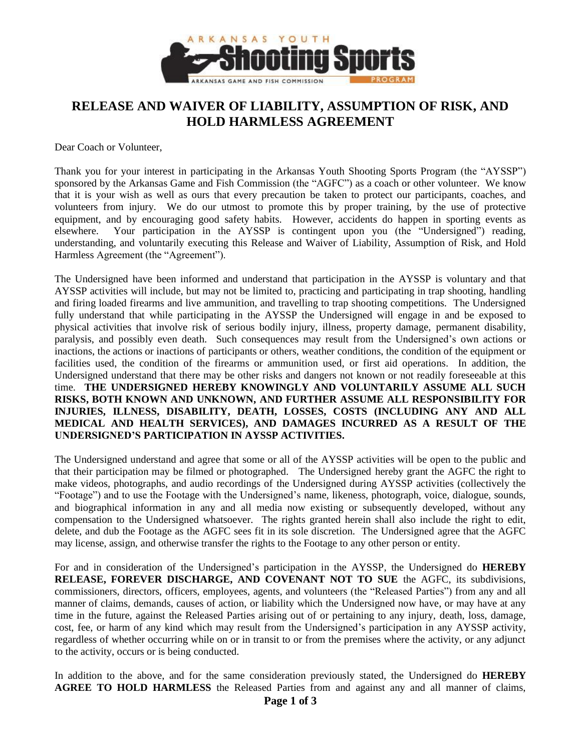# RELEASE AND WAIVER OF LIABILITY, ASSUMPTION OF RISK, AND HOLD HARMLESS AGREEMENT

Dear Coach or Volunteer,

Thank you for your interest in participating in the Arkansas Youth Shooting Sports Program (the "AYSSP") sponsored by the Arkansas Game and Fish Commission (the "AGFC") as a coach or other volunteer. We know that it is your wish as well as ours that every precaution be taken to protect our participants, coaches, and volunteers from injury. We do our utmost to promote this by proper training, by the use of protective equipment, and by encouraging good safety habits. However, accidents do happen in sporting events as elsewhere. Your participation in the AYSSP is contingent upon you (the "Undersigned") reading, understanding, and voluntarily executing this Release and Waiver of Liability, Assumption of Risk, and Hold Harmless Agreement (the "Agreement").

The Undersigned have been informed and understand that participation in the AYSSP is voluntary and that AYSSP activities will include, but may not be limited to, practicing and participating in trap shooting, handling and firing loaded firearms and live ammunition, and travelling to trap shooting competitions. The Undersigned fully understand that while participating in the AYSSP the Undersigned will engage in and be exposed to physical activities that involve risk of serious bodily injury, illness, property damage, permanent disability, paralysis, and possibly even death. Such consequences may result from the Undersigned's own actions or inactions, the actions or inactions of participants or others, weather conditions, the condition of the equipment or facilities used, the condition of the firearms or ammunition used, or first aid operations. In addition, the Undersigned understand that there may be other risks and dangers not known or not readily foreseeable at this time. **THE UNDERSIGNED HEREBY KNOWINGLY AND VOLUNTARILY ASSUME ALL SUCH RISKS, BOTH KNOWN AND UNKNOWN, AND FURTHER ASSUME ALL RESPONSIBILITY FOR INJURIES, ILLNESS, DISABILITY, DEATH, LOSSES, COSTS (INCLUDING ANY AND ALL MEDICAL AND HEALTH SERVICES), AND DAMAGES INCURRED AS A RESULT OF THE UNDERSIGNED'S PARTICIPATION IN AYSSP ACTIVITIES.**

The Undersigned understand and agree that some or all of the AYSSP activities will be open to the public and that their participation may be filmed or photographed. The Undersigned hereby grant the AGFC the right to make videos, photographs, and audio recordings of the Undersigned during AYSSP activities (collectively the "Footage") and to use the Footage with the Undersigned's name, likeness, photograph, voice, dialogue, sounds, and biographical information in any and all media now existing or subsequently developed, without any compensation to the Undersigned whatsoever. The rights granted herein shall also include the right to edit, delete, and dub the Footage as the AGFC sees fit in its sole discretion. The Undersigned agree that the AGFC may license, assign, and otherwise transfer the rights to the Footage to any other person or entity.

For and in consideration of the Undersigned's participation in the AYSSP, the Undersigned do **HEREBY RELEASE, FOREVER DISCHARGE, AND COVENANT NOT TO SUE** the AGFC, its subdivisions, commissioners, directors, officers, employees, agents, and volunteers (the "Released Parties") from any and all manner of claims, demands, causes of action, or liability which the Undersigned now have, or may have at any time in the future, against the Released Parties arising out of or pertaining to any injury, death, loss, damage, cost, fee, or harm of any kind which may result from the Undersigned's participation in any AYSSP activity, regardless of whether occurring while on or in transit to or from the premises where the activity, or any adjunct to the activity, occurs or is being conducted.

In addition to the above, and for the same consideration previously stated, the Undersigned do **HEREBY AGREE TO HOLD HARMLESS** the Released Parties from and against any and all manner of claims,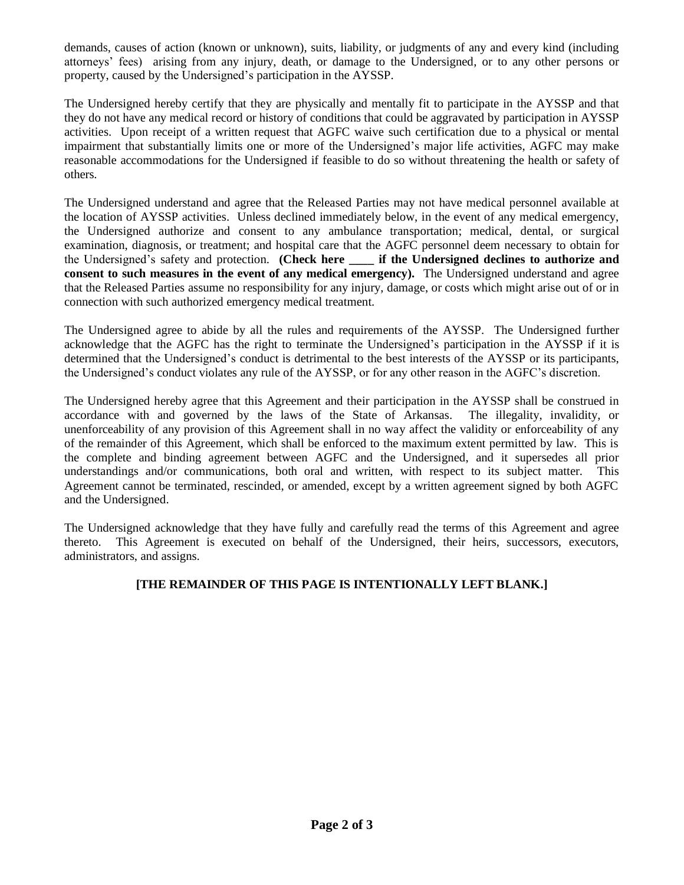demands, causes of action (known or unknown), suits, liability, or judgments of any and every kind (including attorneys' fees) arising from any injury, death, or damage to the Undersigned, or to any other persons or property, caused by the Undersigned's participation in the AYSSP.

The Undersigned hereby certify that they are physically and mentally fit to participate in the AYSSP and that they do not have any medical record or history of conditions that could be aggravated by participation in AYSSP activities. Upon receipt of a written request that AGFC waive such certification due to a physical or mental impairment that substantially limits one or more of the Undersigned's major life activities, AGFC may make reasonable accommodations for the Undersigned if feasible to do so without threatening the health or safety of others.

The Undersigned understand and agree that the Released Parties may not have medical personnel available at the location of AYSSP activities. Unless declined immediately below, in the event of any medical emergency, the Undersigned authorize and consent to any ambulance transportation; medical, dental, or surgical examination, diagnosis, or treatment; and hospital care that the AGFC personnel deem necessary to obtain for the Undersigned's safety and protection. **(Check here ____ if the Undersigned declines to authorize and consent to such measures in the event of any medical emergency).** The Undersigned understand and agree that the Released Parties assume no responsibility for any injury, damage, or costs which might arise out of or in connection with such authorized emergency medical treatment.

The Undersigned agree to abide by all the rules and requirements of the AYSSP. The Undersigned further acknowledge that the AGFC has the right to terminate the Undersigned's participation in the AYSSP if it is determined that the Undersigned's conduct is detrimental to the best interests of the AYSSP or its participants, the Undersigned's conduct violates any rule of the AYSSP, or for any other reason in the AGFC's discretion.

The Undersigned hereby agree that this Agreement and their participation in the AYSSP shall be construed in accordance with and governed by the laws of the State of Arkansas. The illegality, invalidity, or unenforceability of any provision of this Agreement shall in no way affect the validity or enforceability of any of the remainder of this Agreement, which shall be enforced to the maximum extent permitted by law. This is the complete and binding agreement between AGFC and the Undersigned, and it supersedes all prior understandings and/or communications, both oral and written, with respect to its subject matter. This Agreement cannot be terminated, rescinded, or amended, except by a written agreement signed by both AGFC and the Undersigned.

The Undersigned acknowledge that they have fully and carefully read the terms of this Agreement and agree thereto. This Agreement is executed on behalf of the Undersigned, their heirs, successors, executors, administrators, and assigns.

**[THE REMAINDER OF THIS PAGE IS INTENTIONALLY LEFT BLANK.]**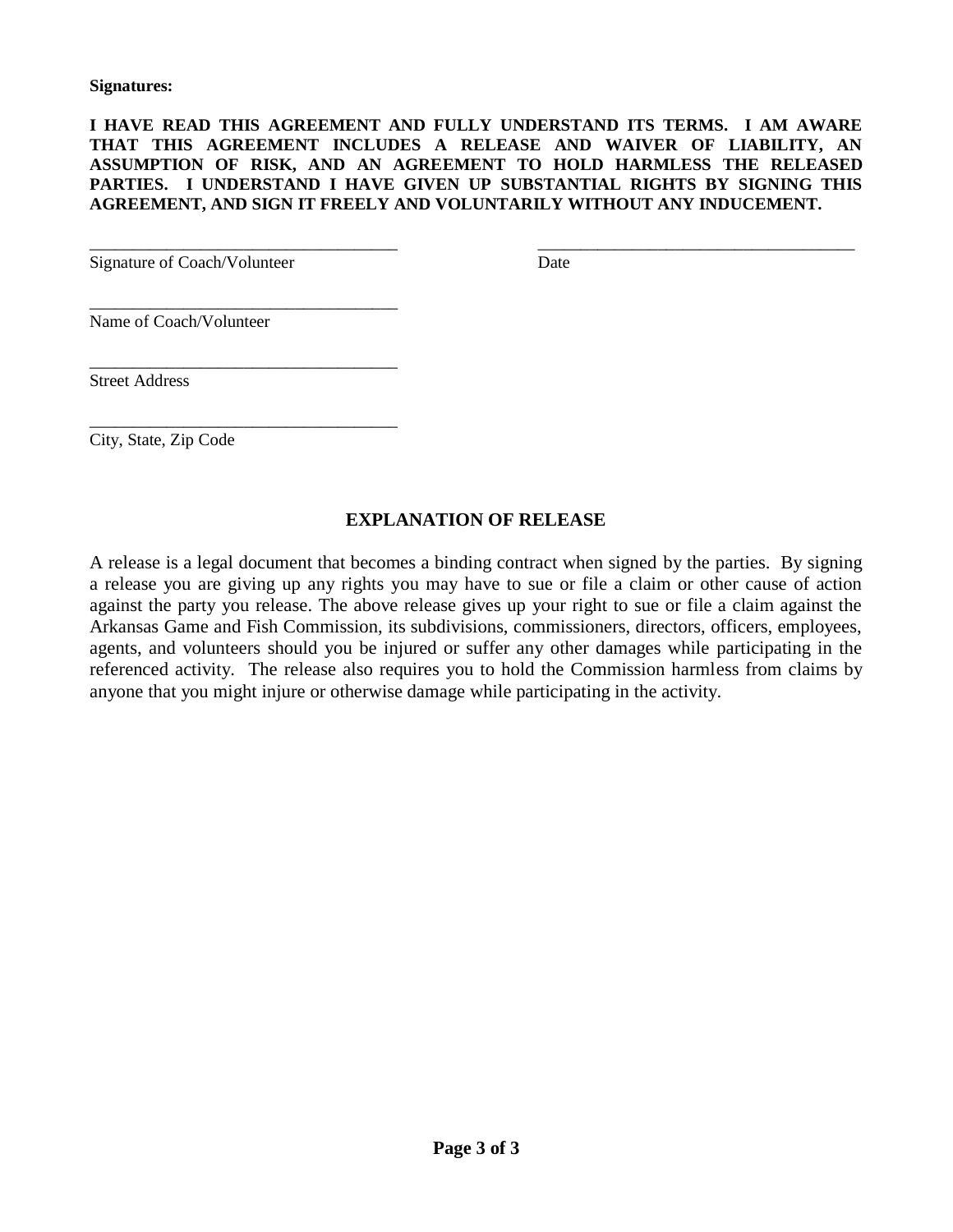**Signatures:**

**I HAVE READ THIS AGREEMENT AND FULLY UNDERSTAND ITS TERMS. I AM AWARE THAT THIS AGREEMENT INCLUDES A RELEASE AND WAIVER OF LIABILITY, AN ASSUMPTION OF RISK, AND AN AGREEMENT TO HOLD HARMLESS THE RELEASED PARTIES. I UNDERSTAND I HAVE GIVEN UP SUBSTANTIAL RIGHTS BY SIGNING THIS AGREEMENT, AND SIGN IT FREELY AND VOLUNTARILY WITHOUT ANY INDUCEMENT.**

_____________________________________ _____________________________________

Signature of Coach/Volunteer Date

_____________________________________

Name of Coach/Volunteer

_____________________________________

Street Address

_____________________________________

City, State, Zip Code

## EXPLANATION OF RELEASE

A release is a legal document that becomes a binding contract when signed by the parties. By signing a release you are giving up any rights you may have to sue or file a claim or other cause of action against the party you release. The above release gives up your right to sue or file a claim against the Arkansas Game and Fish Commission, its subdivisions, commissioners, directors, officers, employees, agents, and volunteers should you be injured or suffer any other damages while participating in the referenced activity. The release also requires you to hold the Commission harmless from claims by anyone that you might injure or otherwise damage while participating in the activity.